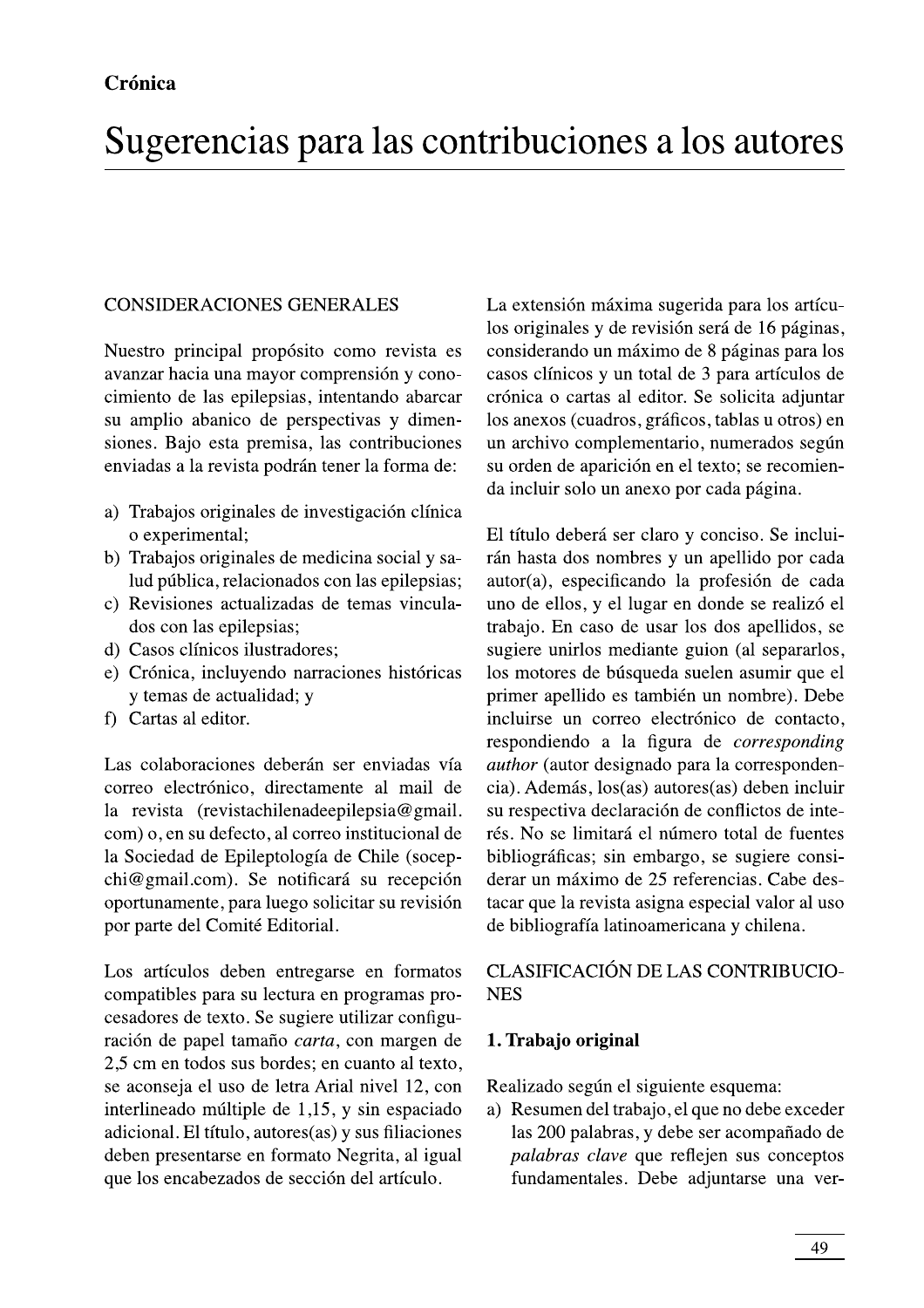**Crónica**

# Sugerencias para las contribuciones a los autores

## CONSIDERACIONES GENERALES

Nuestro principal propósito como revista es avanzar hacia una mayor comprensión y conocimiento de las epilepsias, intentando abarcar su amplio abanico de perspectivas y dimensiones. Bajo esta premisa, las contribuciones enviadas a la revista podrán tener la forma de:

a) Trabajos originales de investigación clínica o experimental;
b) Trabajos originales de medicina social y salud pública, relacionados con las epilepsias;
c) Revisiones actualizadas de temas vinculados con las epilepsias;
d) Casos clínicos ilustradores;
e) Crónica, incluyendo narraciones históricas y temas de actualidad; y
f) Cartas al editor.

Las colaboraciones deberán ser enviadas vía correo electrónico, directamente al mail de la revista (revistachilenadeepilepsia@gmail.com) o, en su defecto, al correo institucional de la Sociedad de Epileptología de Chile (socepchi@gmail.com). Se notificará su recepción oportunamente, para luego solicitar su revisión por parte del Comité Editorial.

Los artículos deben entregarse en formatos compatibles para su lectura en programas procesadores de texto. Se sugiere utilizar configuración de papel tamaño *carta*, con margen de 2,5 cm en todos sus bordes; en cuanto al texto, se aconseja el uso de letra Arial nivel 12, con interlineado múltiple de 1,15, y sin espaciado adicional. El título, autores(as) y sus filiaciones deben presentarse en formato Negrita, al igual que los encabezados de sección del artículo.

La extensión máxima sugerida para los artículos originales y de revisión será de 16 páginas, considerando un máximo de 8 páginas para los casos clínicos y un total de 3 para artículos de crónica o cartas al editor. Se solicita adjuntar los anexos (cuadros, gráficos, tablas u otros) en un archivo complementario, numerados según su orden de aparición en el texto; se recomienda incluir solo un anexo por cada página.

El título deberá ser claro y conciso. Se incluirán hasta dos nombres y un apellido por cada autor(a), especificando la profesión de cada uno de ellos, y el lugar en donde se realizó el trabajo. En caso de usar los dos apellidos, se sugiere unirlos mediante guion (al separarlos, los motores de búsqueda suelen asumir que el primer apellido es también un nombre). Debe incluirse un correo electrónico de contacto, respondiendo a la figura de *corresponding author* (autor designado para la correspondencia). Además, los(as) autores(as) deben incluir su respectiva declaración de conflictos de interés. No se limitará el número total de fuentes bibliográficas; sin embargo, se sugiere considerar un máximo de 25 referencias. Cabe destacar que la revista asigna especial valor al uso de bibliografía latinoamericana y chilena.

## CLASIFICACIÓN DE LAS CONTRIBUCIONES

### 1. Trabajo original

Realizado según el siguiente esquema:

a) Resumen del trabajo, el que no debe exceder las 200 palabras, y debe ser acompañado de *palabras clave* que reflejen sus conceptos fundamentales. Debe adjuntarse una ver-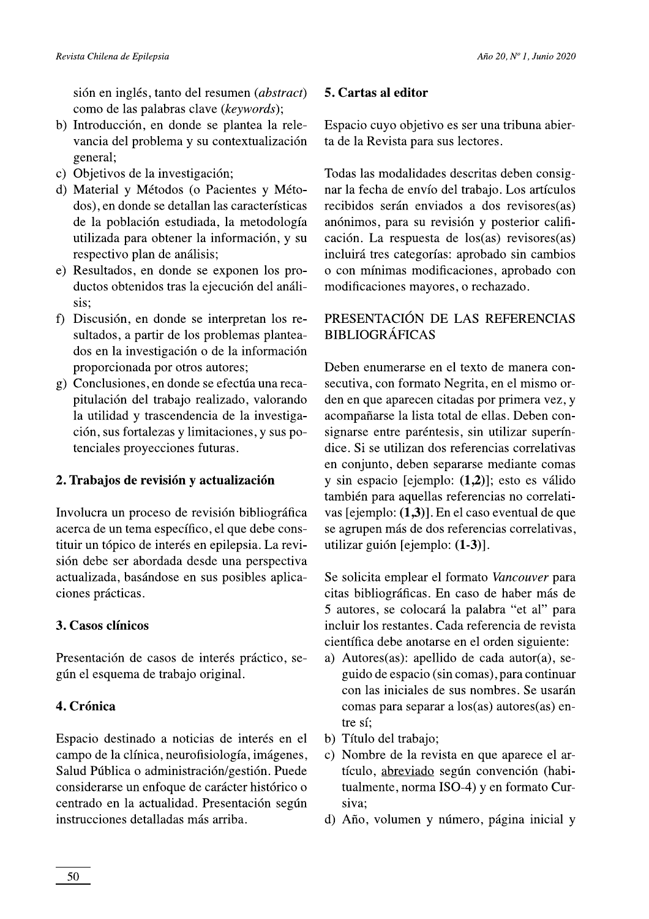sión en inglés, tanto del resumen (*abstract*) como de las palabras clave (*keywords*);

b) Introducción, en donde se plantea la relevancia del problema y su contextualización general;
c) Objetivos de la investigación;
d) Material y Métodos (o Pacientes y Métodos), en donde se detallan las características de la población estudiada, la metodología utilizada para obtener la información, y su respectivo plan de análisis;
e) Resultados, en donde se exponen los productos obtenidos tras la ejecución del análisis;
f) Discusión, en donde se interpretan los resultados, a partir de los problemas planteados en la investigación o de la información proporcionada por otros autores;
g) Conclusiones, en donde se efectúa una recapitulación del trabajo realizado, valorando la utilidad y trascendencia de la investigación, sus fortalezas y limitaciones, y sus potenciales proyecciones futuras.

### 2. Trabajos de revisión y actualización

Involucra un proceso de revisión bibliográfica acerca de un tema específico, el que debe constituir un tópico de interés en epilepsia. La revisión debe ser abordada desde una perspectiva actualizada, basándose en sus posibles aplicaciones prácticas.

### 3. Casos clínicos

Presentación de casos de interés práctico, según el esquema de trabajo original.

### 4. Crónica

Espacio destinado a noticias de interés en el campo de la clínica, neurofisiología, imágenes, Salud Pública o administración/gestión. Puede considerarse un enfoque de carácter histórico o centrado en la actualidad. Presentación según instrucciones detalladas más arriba.

### 5. Cartas al editor

Espacio cuyo objetivo es ser una tribuna abierta de la Revista para sus lectores.

Todas las modalidades descritas deben consignar la fecha de envío del trabajo. Los artículos recibidos serán enviados a dos revisores(as) anónimos, para su revisión y posterior calificación. La respuesta de los(as) revisores(as) incluirá tres categorías: aprobado sin cambios o con mínimas modificaciones, aprobado con modificaciones mayores, o rechazado.

## PRESENTACIÓN DE LAS REFERENCIAS BIBLIOGRÁFICAS

Deben enumerarse en el texto de manera consecutiva, con formato Negrita, en el mismo orden en que aparecen citadas por primera vez, y acompañarse la lista total de ellas. Deben consignarse entre paréntesis, sin utilizar superíndice. Si se utilizan dos referencias correlativas en conjunto, deben separarse mediante comas y sin espacio [ejemplo: **(1,2)**]; esto es válido también para aquellas referencias no correlativas [ejemplo: **(1,3)**]. En el caso eventual de que se agrupen más de dos referencias correlativas, utilizar guión [ejemplo: **(1-3)**].

Se solicita emplear el formato *Vancouver* para citas bibliográficas. En caso de haber más de 5 autores, se colocará la palabra "et al" para incluir los restantes. Cada referencia de revista científica debe anotarse en el orden siguiente:

a) Autores(as): apellido de cada autor(a), seguido de espacio (sin comas), para continuar con las iniciales de sus nombres. Se usarán comas para separar a los(as) autores(as) entre sí;
b) Título del trabajo;
c) Nombre de la revista en que aparece el artículo, <u>abreviado</u> según convención (habitualmente, norma ISO-4) y en formato Cursiva;
d) Año, volumen y número, página inicial y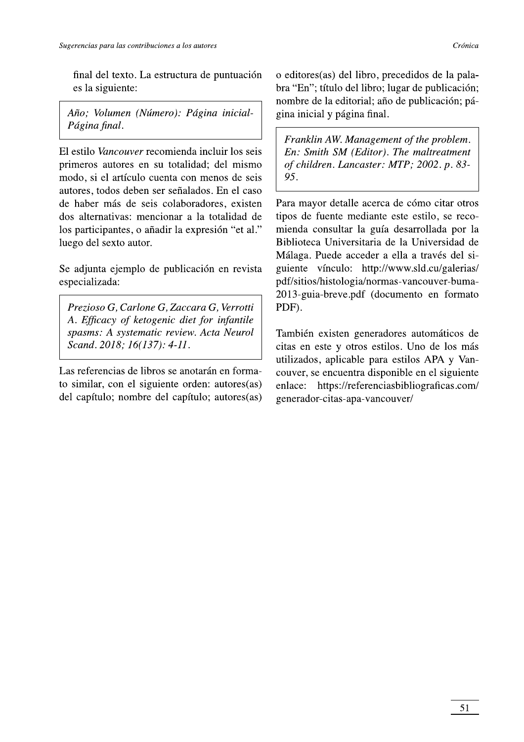final del texto. La estructura de puntuación es la siguiente:

> *Año; Volumen (Número): Página inicial-Página final.*

El estilo *Vancouver* recomienda incluir los seis primeros autores en su totalidad; del mismo modo, si el artículo cuenta con menos de seis autores, todos deben ser señalados. En el caso de haber más de seis colaboradores, existen dos alternativas: mencionar a la totalidad de los participantes, o añadir la expresión "et al." luego del sexto autor.

Se adjunta ejemplo de publicación en revista especializada:

> *Prezioso G, Carlone G, Zaccara G, Verrotti A. Efficacy of ketogenic diet for infantile spasms: A systematic review. Acta Neurol Scand. 2018; 16(137): 4-11.*

Las referencias de libros se anotarán en formato similar, con el siguiente orden: autores(as) del capítulo; nombre del capítulo; autores(as) o editores(as) del libro, precedidos de la palabra "En"; título del libro; lugar de publicación; nombre de la editorial; año de publicación; página inicial y página final.

> *Franklin AW. Management of the problem. En: Smith SM (Editor). The maltreatment of children. Lancaster: MTP; 2002. p. 83-95.*

Para mayor detalle acerca de cómo citar otros tipos de fuente mediante este estilo, se recomienda consultar la guía desarrollada por la Biblioteca Universitaria de la Universidad de Málaga. Puede acceder a ella a través del siguiente vínculo: http://www.sld.cu/galerias/pdf/sitios/histologia/normas-vancouver-buma-2013-guia-breve.pdf (documento en formato PDF).

También existen generadores automáticos de citas en este y otros estilos. Uno de los más utilizados, aplicable para estilos APA y Vancouver, se encuentra disponible en el siguiente enlace: https://referenciasbibliograficas.com/generador-citas-apa-vancouver/